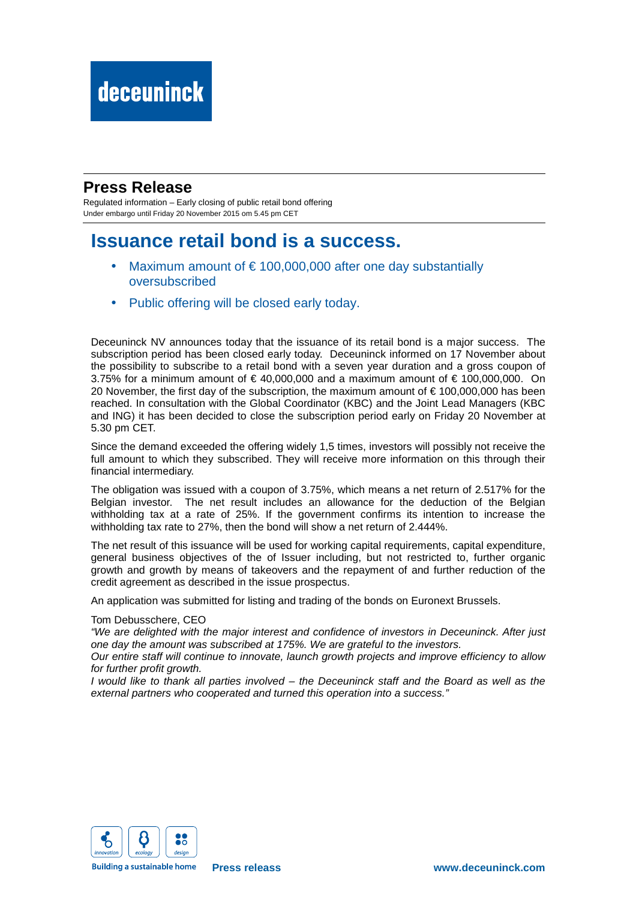deceuninck

## Press Release

Regulated information – Early closing of public retail bond offering
Under embargo until Friday 20 November 2015 om 5.45 pm CET

# Issuance retail bond is a success.

- Maximum amount of € 100,000,000 after one day substantially oversubscribed
- Public offering will be closed early today.

Deceuninck NV announces today that the issuance of its retail bond is a major success. The subscription period has been closed early today. Deceuninck informed on 17 November about the possibility to subscribe to a retail bond with a seven year duration and a gross coupon of 3.75% for a minimum amount of € 40,000,000 and a maximum amount of € 100,000,000. On 20 November, the first day of the subscription, the maximum amount of € 100,000,000 has been reached. In consultation with the Global Coordinator (KBC) and the Joint Lead Managers (KBC and ING) it has been decided to close the subscription period early on Friday 20 November at 5.30 pm CET.

Since the demand exceeded the offering widely 1,5 times, investors will possibly not receive the full amount to which they subscribed. They will receive more information on this through their financial intermediary.

The obligation was issued with a coupon of 3.75%, which means a net return of 2.517% for the Belgian investor. The net result includes an allowance for the deduction of the Belgian withholding tax at a rate of 25%. If the government confirms its intention to increase the withholding tax rate to 27%, then the bond will show a net return of 2.444%.

The net result of this issuance will be used for working capital requirements, capital expenditure, general business objectives of the of Issuer including, but not restricted to, further organic growth and growth by means of takeovers and the repayment of and further reduction of the credit agreement as described in the issue prospectus.

An application was submitted for listing and trading of the bonds on Euronext Brussels.

Tom Debusschere, CEO
*"We are delighted with the major interest and confidence of investors in Deceuninck. After just one day the amount was subscribed at 175%. We are grateful to the investors.*
*Our entire staff will continue to innovate, launch growth projects and improve efficiency to allow for further profit growth.*
*I would like to thank all parties involved – the Deceuninck staff and the Board as well as the external partners who cooperated and turned this operation into a success."*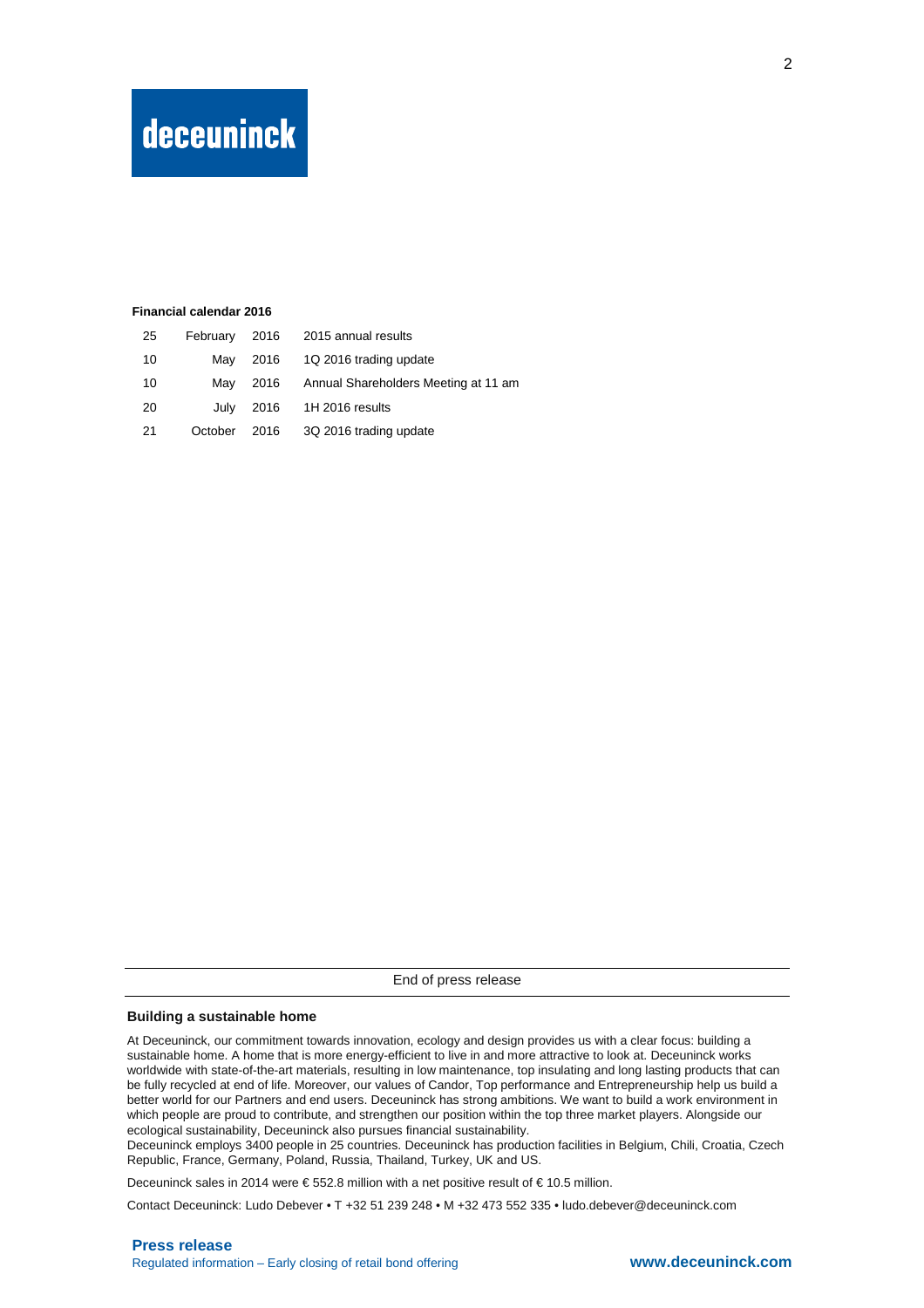**Financial calendar 2016**

| | | | |
|---|---|---|---|
| 25 | February | 2016 | 2015 annual results |
| 10 | May | 2016 | 1Q 2016 trading update |
| 10 | May | 2016 | Annual Shareholders Meeting at 11 am |
| 20 | July | 2016 | 1H 2016 results |
| 21 | October | 2016 | 3Q 2016 trading update |

---

End of press release

---

**Building a sustainable home**

At Deceuninck, our commitment towards innovation, ecology and design provides us with a clear focus: building a sustainable home. A home that is more energy-efficient to live in and more attractive to look at. Deceuninck works worldwide with state-of-the-art materials, resulting in low maintenance, top insulating and long lasting products that can be fully recycled at end of life. Moreover, our values of Candor, Top performance and Entrepreneurship help us build a better world for our Partners and end users. Deceuninck has strong ambitions. We want to build a work environment in which people are proud to contribute, and strengthen our position within the top three market players. Alongside our ecological sustainability, Deceuninck also pursues financial sustainability.
Deceuninck employs 3400 people in 25 countries. Deceuninck has production facilities in Belgium, Chili, Croatia, Czech Republic, France, Germany, Poland, Russia, Thailand, Turkey, UK and US.

Deceuninck sales in 2014 were € 552.8 million with a net positive result of € 10.5 million.

Contact Deceuninck: Ludo Debever • T +32 51 239 248 • M +32 473 552 335 • ludo.debever@deceuninck.com